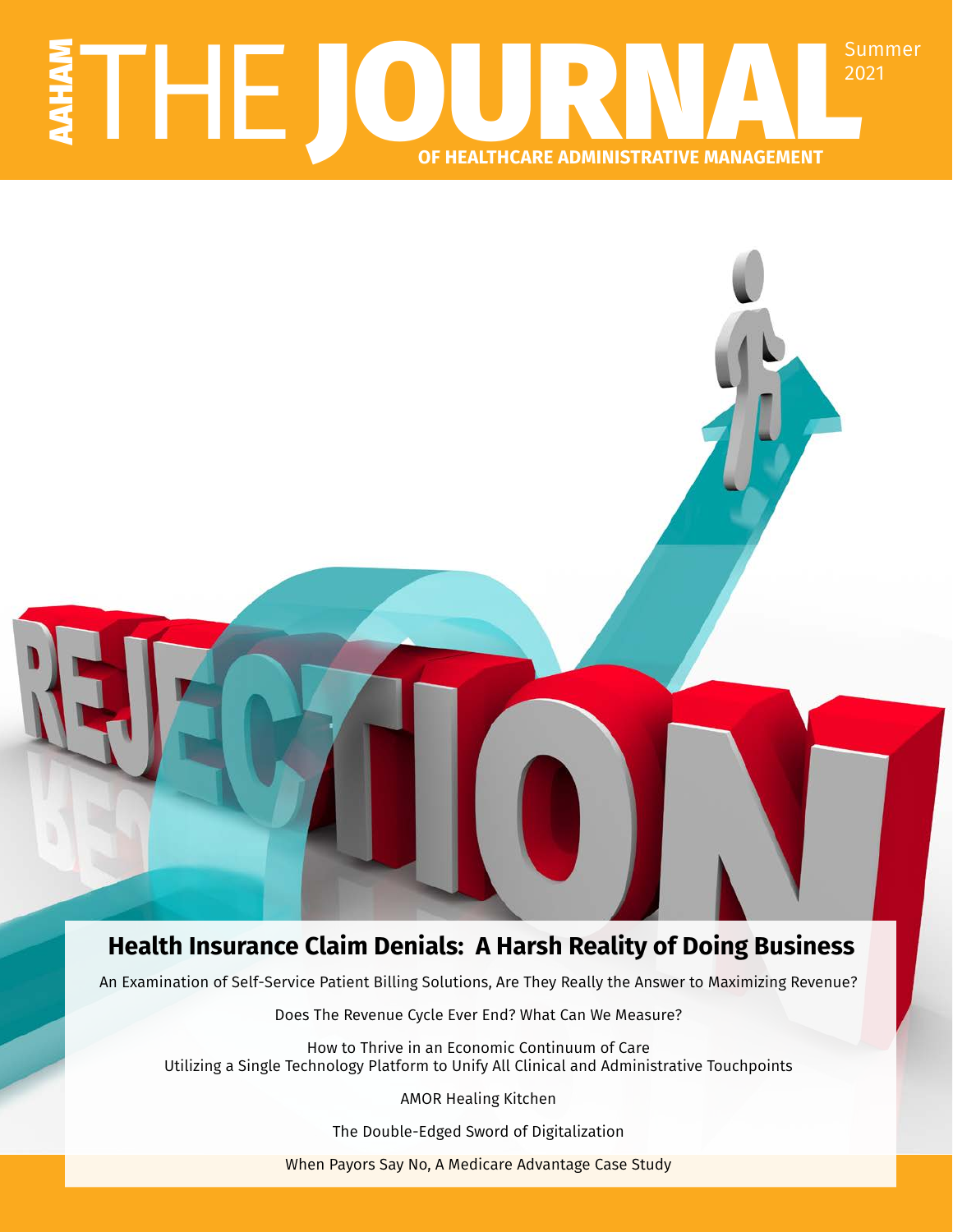# AAHAM THE JOURNAL OF HEALTHCARE ADMINISTRATIVE MANAGEMENT

Summer 2021

## Health Insurance Claim Denials: A Harsh Reality of Doing Business

An Examination of Self-Service Patient Billing Solutions, Are They Really the Answer to Maximizing Revenue?

Does The Revenue Cycle Ever End? What Can We Measure?

How to Thrive in an Economic Continuum of Care
Utilizing a Single Technology Platform to Unify All Clinical and Administrative Touchpoints

AMOR Healing Kitchen

The Double-Edged Sword of Digitalization

When Payors Say No, A Medicare Advantage Case Study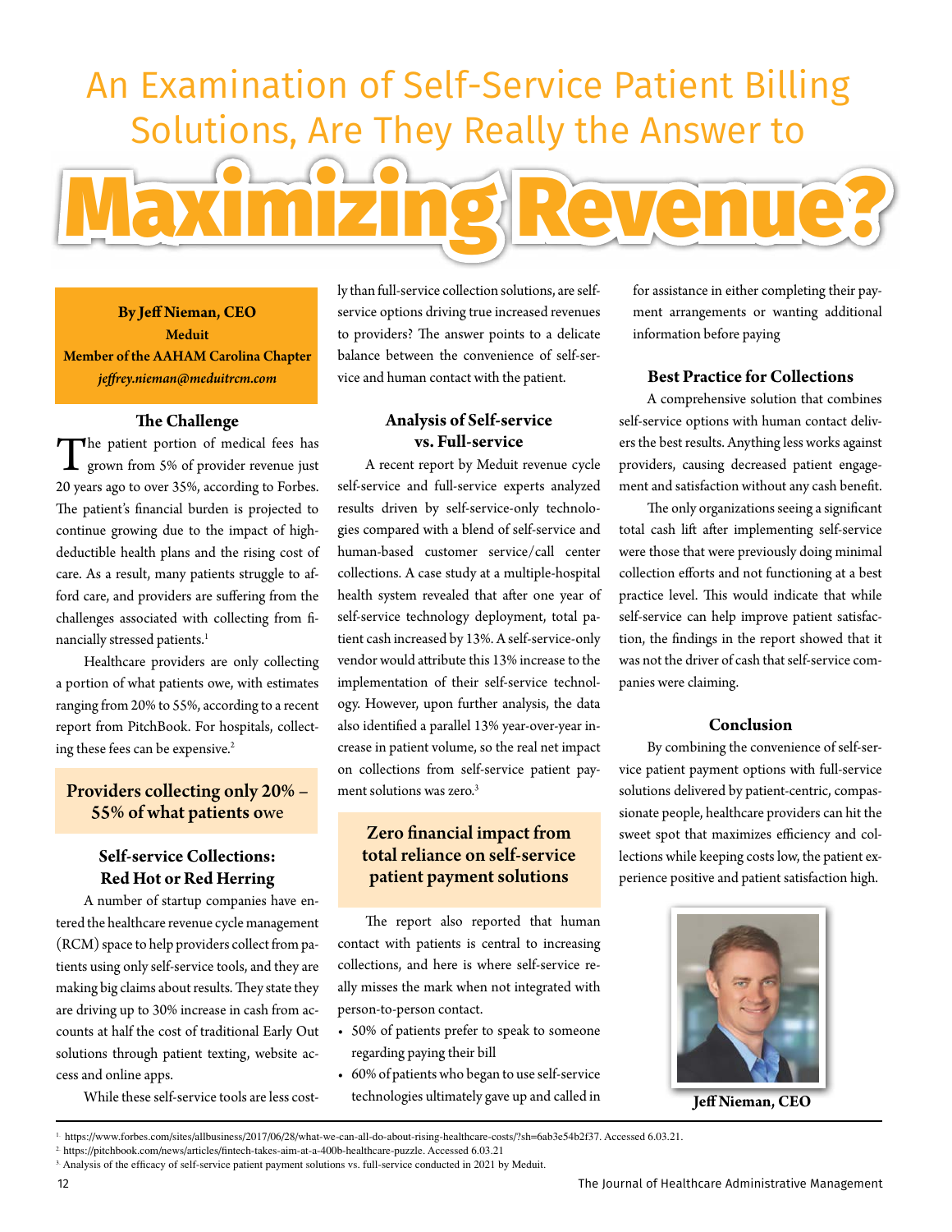# An Examination of Self-Service Patient Billing Solutions, Are They Really the Answer to Maximizing Revenue?

**By Jeff Nieman, CEO**
**Meduit**
**Member of the AAHAM Carolina Chapter**
*jeffrey.nieman@meduitrcm.com*

### The Challenge

The patient portion of medical fees has grown from 5% of provider revenue just 20 years ago to over 35%, according to Forbes. The patient's financial burden is projected to continue growing due to the impact of high-deductible health plans and the rising cost of care. As a result, many patients struggle to afford care, and providers are suffering from the challenges associated with collecting from financially stressed patients.[1]

Healthcare providers are only collecting a portion of what patients owe, with estimates ranging from 20% to 55%, according to a recent report from PitchBook. For hospitals, collecting these fees can be expensive.[2]

**Providers collecting only 20% – 55% of what patients owe**

### Self-service Collections: Red Hot or Red Herring

A number of startup companies have entered the healthcare revenue cycle management (RCM) space to help providers collect from patients using only self-service tools, and they are making big claims about results. They state they are driving up to 30% increase in cash from accounts at half the cost of traditional Early Out solutions through patient texting, website access and online apps.

While these self-service tools are less costly than full-service collection solutions, are self-service options driving true increased revenues to providers? The answer points to a delicate balance between the convenience of self-service and human contact with the patient.

### Analysis of Self-service vs. Full-service

A recent report by Meduit revenue cycle self-service and full-service experts analyzed results driven by self-service-only technologies compared with a blend of self-service and human-based customer service/call center collections. A case study at a multiple-hospital health system revealed that after one year of self-service technology deployment, total patient cash increased by 13%. A self-service-only vendor would attribute this 13% increase to the implementation of their self-service technology. However, upon further analysis, the data also identified a parallel 13% year-over-year increase in patient volume, so the real net impact on collections from self-service patient payment solutions was zero.[3]

**Zero financial impact from total reliance on self-service patient payment solutions**

The report also reported that human contact with patients is central to increasing collections, and here is where self-service really misses the mark when not integrated with person-to-person contact.

- 50% of patients prefer to speak to someone regarding paying their bill
- 60% of patients who began to use self-service technologies ultimately gave up and called in for assistance in either completing their payment arrangements or wanting additional information before paying

### Best Practice for Collections

A comprehensive solution that combines self-service options with human contact delivers the best results. Anything less works against providers, causing decreased patient engagement and satisfaction without any cash benefit.

The only organizations seeing a significant total cash lift after implementing self-service were those that were previously doing minimal collection efforts and not functioning at a best practice level. This would indicate that while self-service can help improve patient satisfaction, the findings in the report showed that it was not the driver of cash that self-service companies were claiming.

### Conclusion

By combining the convenience of self-service patient payment options with full-service solutions delivered by patient-centric, compassionate people, healthcare providers can hit the sweet spot that maximizes efficiency and collections while keeping costs low, the patient experience positive and patient satisfaction high.

**Jeff Nieman, CEO**

---

[1] https://www.forbes.com/sites/allbusiness/2017/06/28/what-we-can-all-do-about-rising-healthcare-costs/?sh=6ab3e54b2f37. Accessed 6.03.21.
[2] https://pitchbook.com/news/articles/fintech-takes-aim-at-a-400b-healthcare-puzzle. Accessed 6.03.21
[3] Analysis of the efficacy of self-service patient payment solutions vs. full-service conducted in 2021 by Meduit.